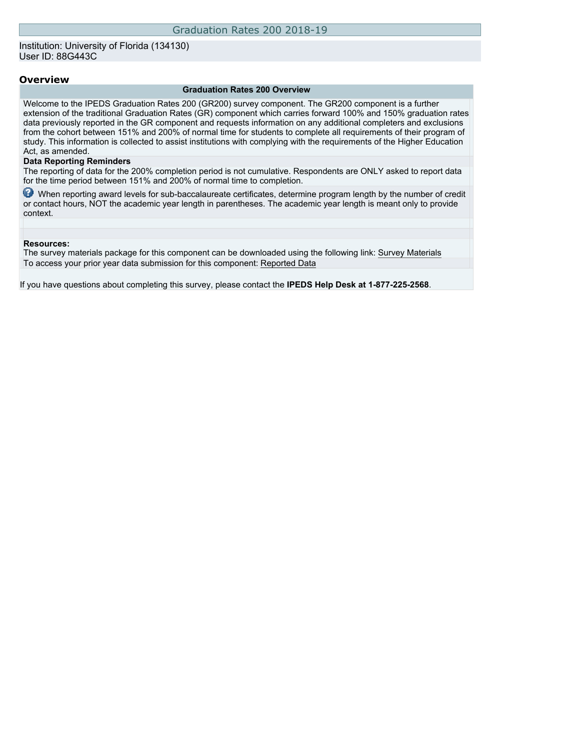# Graduation Rates 200 2018-19

Institution: University of Florida (134130)
User ID: 88G443C

## Overview

**Graduation Rates 200 Overview**

Welcome to the IPEDS Graduation Rates 200 (GR200) survey component. The GR200 component is a further extension of the traditional Graduation Rates (GR) component which carries forward 100% and 150% graduation rates data previously reported in the GR component and requests information on any additional completers and exclusions from the cohort between 151% and 200% of normal time for students to complete all requirements of their program of study. This information is collected to assist institutions with complying with the requirements of the Higher Education Act, as amended.

**Data Reporting Reminders**

The reporting of data for the 200% completion period is not cumulative. Respondents are ONLY asked to report data for the time period between 151% and 200% of normal time to completion.

When reporting award levels for sub-baccalaureate certificates, determine program length by the number of credit or contact hours, NOT the academic year length in parentheses. The academic year length is meant only to provide context.

**Resources:**

The survey materials package for this component can be downloaded using the following link: Survey Materials

To access your prior year data submission for this component: Reported Data

If you have questions about completing this survey, please contact the **IPEDS Help Desk at 1-877-225-2568**.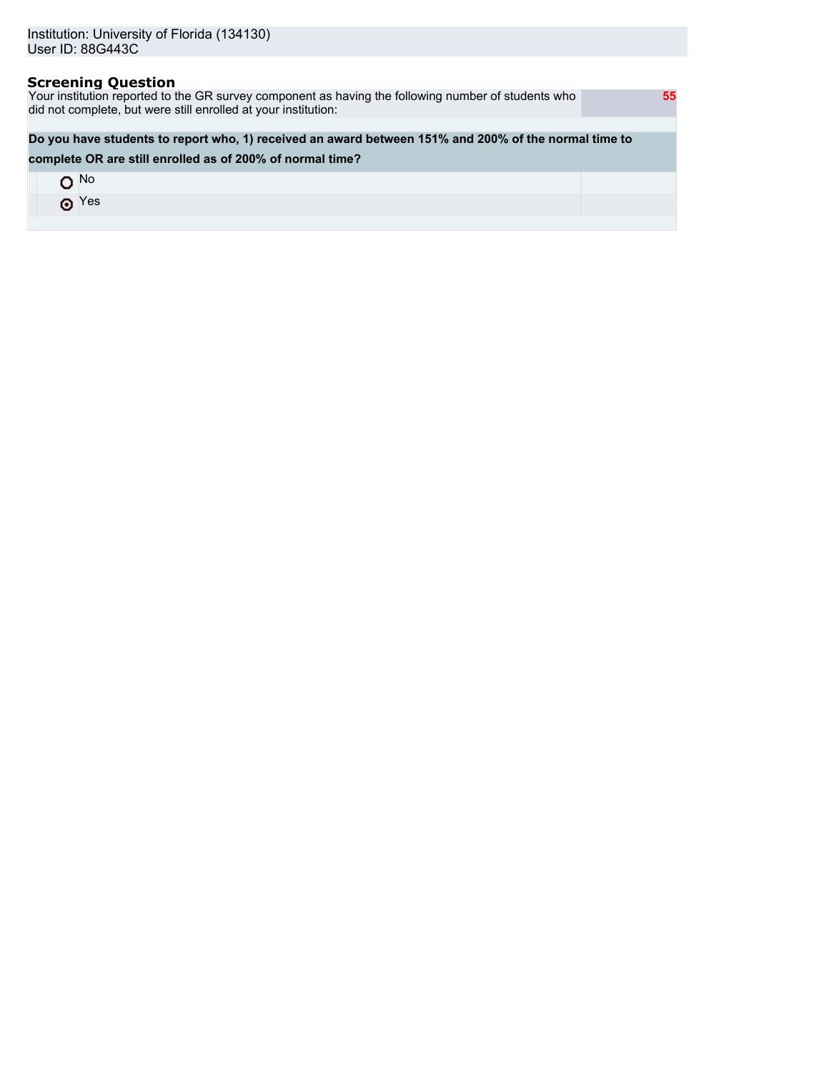Institution: University of Florida (134130)
User ID: 88G443C

### Screening Question

| Your institution reported to the GR survey component as having the following number of students who did not complete, but were still enrolled at your institution: | 55 |
|---|---|

**Do you have students to report who, 1) received an award between 151% and 200% of the normal time to complete OR are still enrolled as of 200% of normal time?**

- ○ No
- ⊙ Yes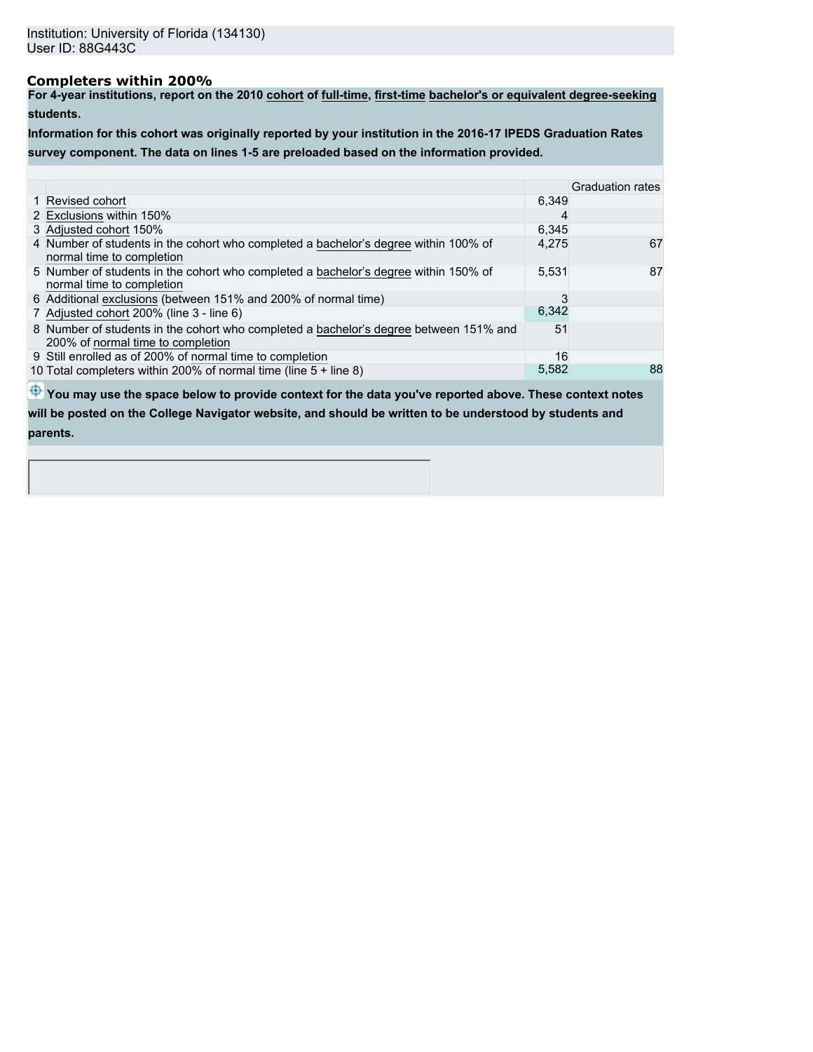Institution: University of Florida (134130)
User ID: 88G443C

## Completers within 200%

**For 4-year institutions, report on the 2010 cohort of full-time, first-time bachelor's or equivalent degree-seeking students.**

**Information for this cohort was originally reported by your institution in the 2016-17 IPEDS Graduation Rates survey component. The data on lines 1-5 are preloaded based on the information provided.**

| | | | Graduation rates |
|---|---|---|---|
| 1 | Revised cohort | 6,349 | |
| 2 | Exclusions within 150% | 4 | |
| 3 | Adjusted cohort 150% | 6,345 | |
| 4 | Number of students in the cohort who completed a bachelor's degree within 100% of normal time to completion | 4,275 | 67 |
| 5 | Number of students in the cohort who completed a bachelor's degree within 150% of normal time to completion | 5,531 | 87 |
| 6 | Additional exclusions (between 151% and 200% of normal time) | 3 | |
| 7 | Adjusted cohort 200% (line 3 - line 6) | 6,342 | |
| 8 | Number of students in the cohort who completed a bachelor's degree between 151% and 200% of normal time to completion | 51 | |
| 9 | Still enrolled as of 200% of normal time to completion | 16 | |
| 10 | Total completers within 200% of normal time (line 5 + line 8) | 5,582 | 88 |

**You may use the space below to provide context for the data you've reported above. These context notes will be posted on the College Navigator website, and should be written to be understood by students and parents.**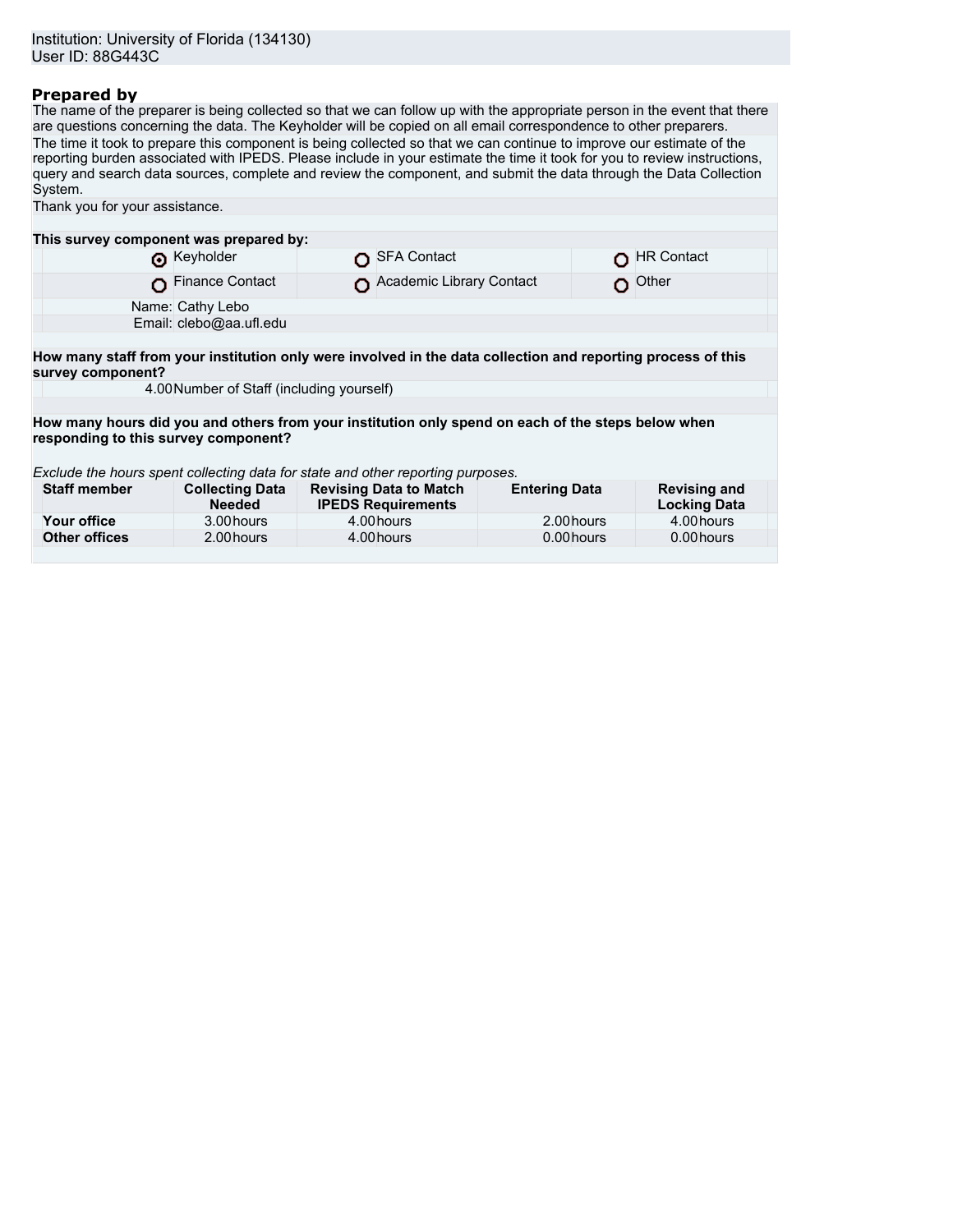Institution: University of Florida (134130)
User ID: 88G443C

## Prepared by

The name of the preparer is being collected so that we can follow up with the appropriate person in the event that there are questions concerning the data. The Keyholder will be copied on all email correspondence to other preparers.

The time it took to prepare this component is being collected so that we can continue to improve our estimate of the reporting burden associated with IPEDS. Please include in your estimate the time it took for you to review instructions, query and search data sources, complete and review the component, and submit the data through the Data Collection System.

Thank you for your assistance.

**This survey component was prepared by:**

| | | |
|---|---|---|
| ◉ Keyholder | ○ SFA Contact | ○ HR Contact |
| ○ Finance Contact | ○ Academic Library Contact | ○ Other |

Name: Cathy Lebo
Email: clebo@aa.ufl.edu

**How many staff from your institution only were involved in the data collection and reporting process of this survey component?**

4.00 Number of Staff (including yourself)

**How many hours did you and others from your institution only spend on each of the steps below when responding to this survey component?**

*Exclude the hours spent collecting data for state and other reporting purposes.*

| Staff member | Collecting Data Needed | Revising Data to Match IPEDS Requirements | Entering Data | Revising and Locking Data |
|---|---|---|---|---|
| **Your office** | 3.00 hours | 4.00 hours | 2.00 hours | 4.00 hours |
| **Other offices** | 2.00 hours | 4.00 hours | 0.00 hours | 0.00 hours |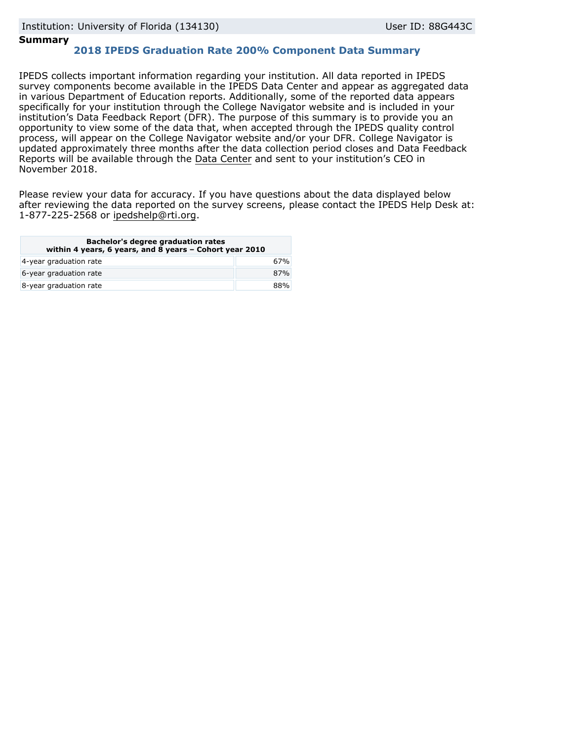Institution: University of Florida (134130) User ID: 88G443C

**Summary**

## 2018 IPEDS Graduation Rate 200% Component Data Summary

IPEDS collects important information regarding your institution. All data reported in IPEDS survey components become available in the IPEDS Data Center and appear as aggregated data in various Department of Education reports. Additionally, some of the reported data appears specifically for your institution through the College Navigator website and is included in your institution's Data Feedback Report (DFR). The purpose of this summary is to provide you an opportunity to view some of the data that, when accepted through the IPEDS quality control process, will appear on the College Navigator website and/or your DFR. College Navigator is updated approximately three months after the data collection period closes and Data Feedback Reports will be available through the Data Center and sent to your institution's CEO in November 2018.

Please review your data for accuracy. If you have questions about the data displayed below after reviewing the data reported on the survey screens, please contact the IPEDS Help Desk at: 1-877-225-2568 or ipedshelp@rti.org.

| Bachelor's degree graduation rates within 4 years, 6 years, and 8 years – Cohort year 2010 | |
|---|---|
| 4-year graduation rate | 67% |
| 6-year graduation rate | 87% |
| 8-year graduation rate | 88% |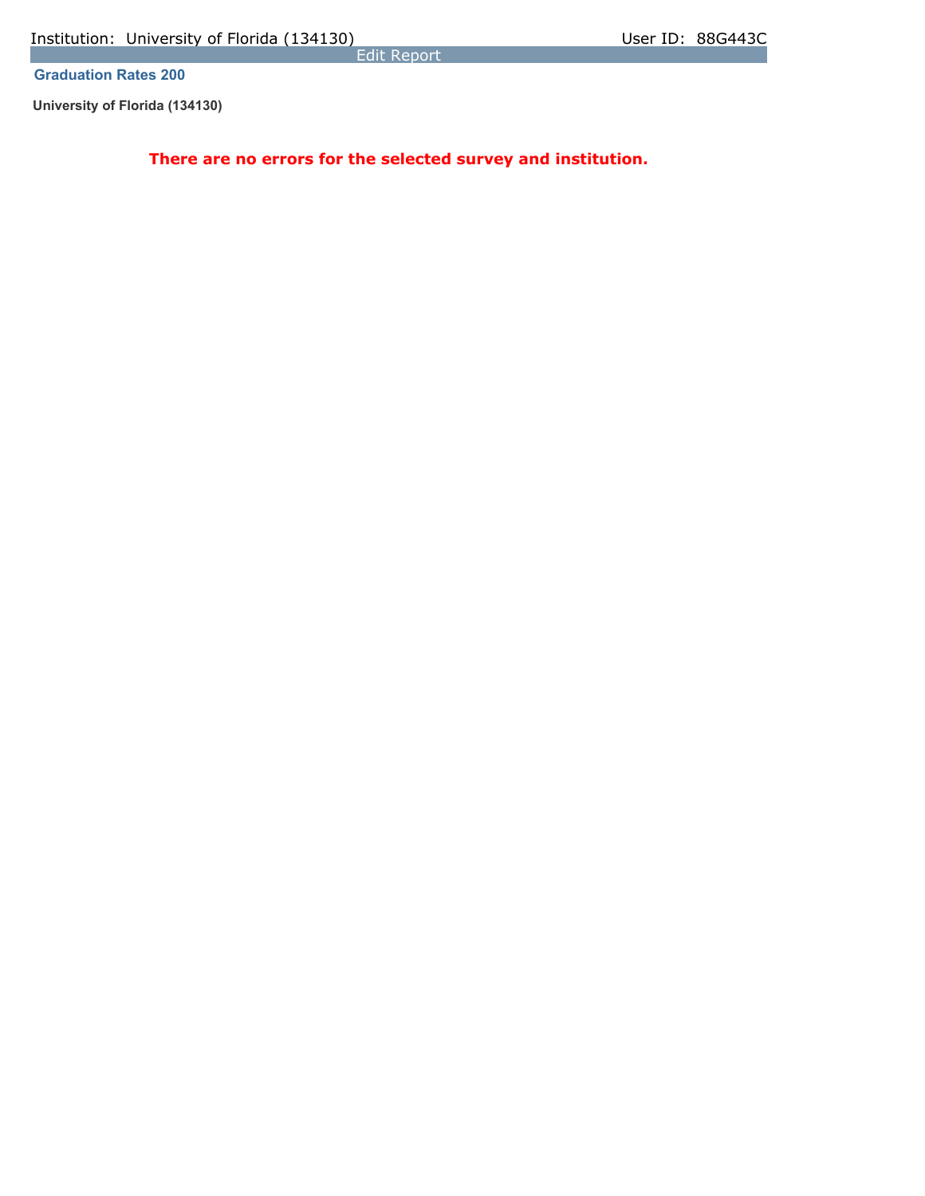Institution: University of Florida (134130) User ID: 88G443C

Edit Report

## Graduation Rates 200

**University of Florida (134130)**

**There are no errors for the selected survey and institution.**